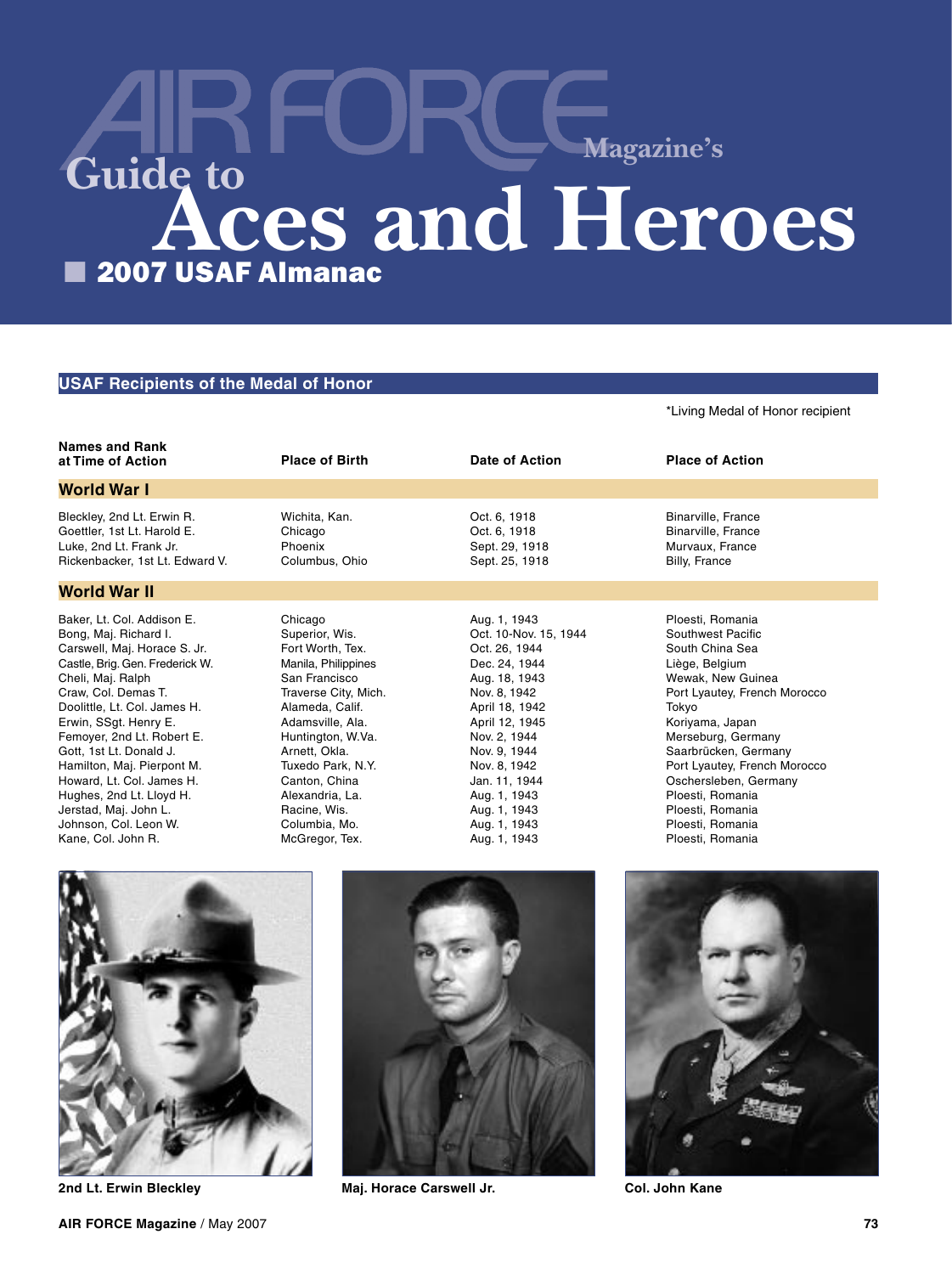# AIR FORCE Magazine's Guide to Aces and Heroes

## 2007 USAF Almanac

### USAF Recipients of the Medal of Honor

*Living Medal of Honor recipient

| Names and Rank at Time of Action | Place of Birth | Date of Action | Place of Action |
|---|---|---|---|
| **World War I** | | | |
| Bleckley, 2nd Lt. Erwin R. | Wichita, Kan. | Oct. 6, 1918 | Binarville, France |
| Goettler, 1st Lt. Harold E. | Chicago | Oct. 6, 1918 | Binarville, France |
| Luke, 2nd Lt. Frank Jr. | Phoenix | Sept. 29, 1918 | Murvaux, France |
| Rickenbacker, 1st Lt. Edward V. | Columbus, Ohio | Sept. 25, 1918 | Billy, France |
| **World War II** | | | |
| Baker, Lt. Col. Addison E. | Chicago | Aug. 1, 1943 | Ploesti, Romania |
| Bong, Maj. Richard I. | Superior, Wis. | Oct. 10-Nov. 15, 1944 | Southwest Pacific |
| Carswell, Maj. Horace S. Jr. | Fort Worth, Tex. | Oct. 26, 1944 | South China Sea |
| Castle, Brig. Gen. Frederick W. | Manila, Philippines | Dec. 24, 1944 | Liège, Belgium |
| Cheli, Maj. Ralph | San Francisco | Aug. 18, 1943 | Wewak, New Guinea |
| Craw, Col. Demas T. | Traverse City, Mich. | Nov. 8, 1942 | Port Lyautey, French Morocco |
| Doolittle, Lt. Col. James H. | Alameda, Calif. | April 18, 1942 | Tokyo |
| Erwin, SSgt. Henry E. | Adamsville, Ala. | April 12, 1945 | Koriyama, Japan |
| Femoyer, 2nd Lt. Robert E. | Huntington, W.Va. | Nov. 2, 1944 | Merseburg, Germany |
| Gott, 1st Lt. Donald J. | Arnett, Okla. | Nov. 9, 1944 | Saarbrücken, Germany |
| Hamilton, Maj. Pierpont M. | Tuxedo Park, N.Y. | Nov. 8, 1942 | Port Lyautey, French Morocco |
| Howard, Lt. Col. James H. | Canton, China | Jan. 11, 1944 | Oschersleben, Germany |
| Hughes, 2nd Lt. Lloyd H. | Alexandria, La. | Aug. 1, 1943 | Ploesti, Romania |
| Jerstad, Maj. John L. | Racine, Wis. | Aug. 1, 1943 | Ploesti, Romania |
| Johnson, Col. Leon W. | Columbia, Mo. | Aug. 1, 1943 | Ploesti, Romania |
| Kane, Col. John R. | McGregor, Tex. | Aug. 1, 1943 | Ploesti, Romania |

2nd Lt. Erwin Bleckley

Maj. Horace Carswell Jr.

Col. John Kane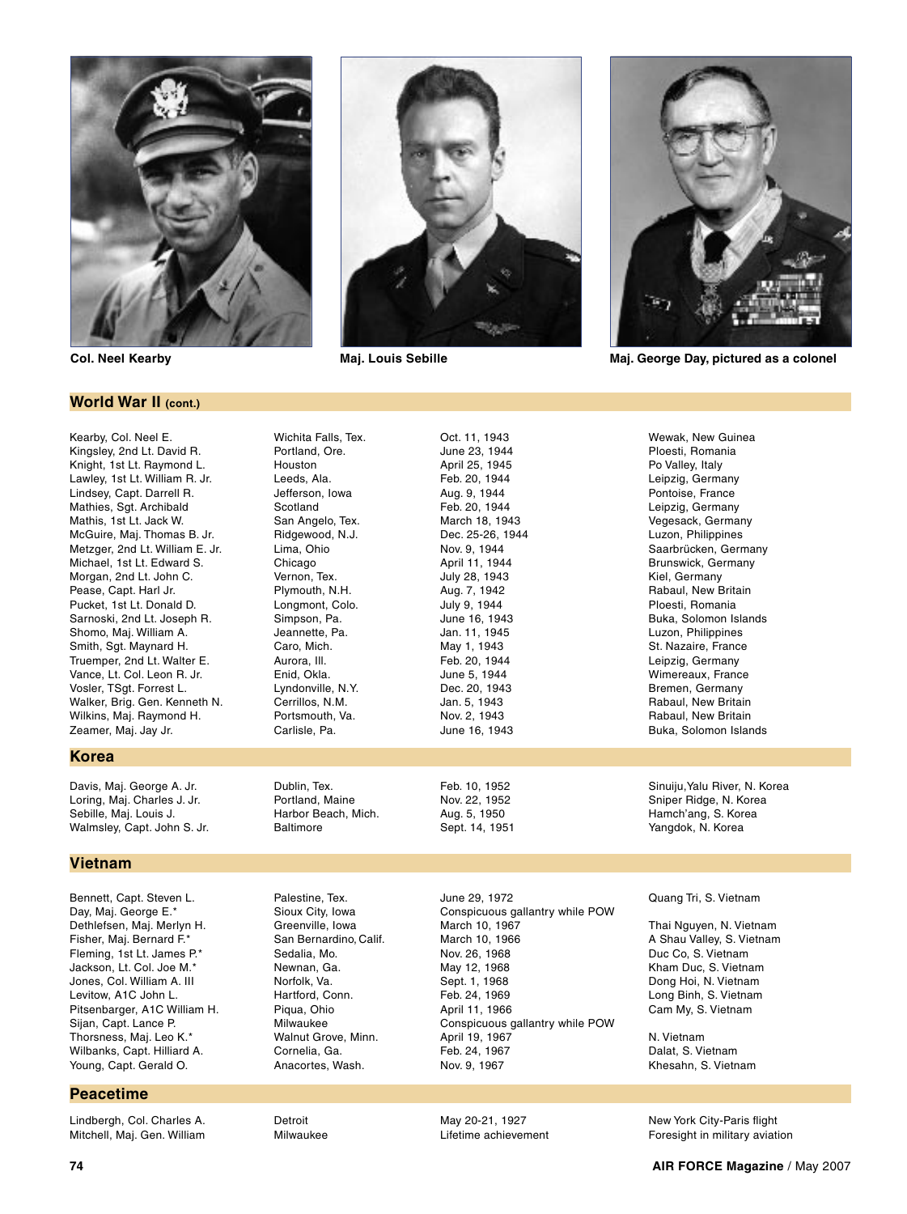Col. Neel Kearby

Maj. Louis Sebille

Maj. George Day, pictured as a colonel

## World War II (cont.)

| | | | |
|---|---|---|---|
| Kearby, Col. Neel E. | Wichita Falls, Tex. | Oct. 11, 1943 | Wewak, New Guinea |
| Kingsley, 2nd Lt. David R. | Portland, Ore. | June 23, 1944 | Ploesti, Romania |
| Knight, 1st Lt. Raymond L. | Houston | April 25, 1945 | Po Valley, Italy |
| Lawley, 1st Lt. William R. Jr. | Leeds, Ala. | Feb. 20, 1944 | Leipzig, Germany |
| Lindsey, Capt. Darrell R. | Jefferson, Iowa | Aug. 9, 1944 | Pontoise, France |
| Mathies, Sgt. Archibald | Scotland | Feb. 20, 1944 | Leipzig, Germany |
| Mathis, 1st Lt. Jack W. | San Angelo, Tex. | March 18, 1943 | Vegesack, Germany |
| McGuire, Maj. Thomas B. Jr. | Ridgewood, N.J. | Dec. 25-26, 1944 | Luzon, Philippines |
| Metzger, 2nd Lt. William E. Jr. | Lima, Ohio | Nov. 9, 1944 | Saarbrücken, Germany |
| Michael, 1st Lt. Edward S. | Chicago | April 11, 1944 | Brunswick, Germany |
| Morgan, 2nd Lt. John C. | Vernon, Tex. | July 28, 1943 | Kiel, Germany |
| Pease, Capt. Harl Jr. | Plymouth, N.H. | Aug. 7, 1942 | Rabaul, New Britain |
| Pucket, 1st Lt. Donald D. | Longmont, Colo. | July 9, 1944 | Ploesti, Romania |
| Sarnoski, 2nd Lt. Joseph R. | Simpson, Pa. | June 16, 1943 | Buka, Solomon Islands |
| Shomo, Maj. William A. | Jeannette, Pa. | Jan. 11, 1945 | Luzon, Philippines |
| Smith, Sgt. Maynard H. | Caro, Mich. | May 1, 1943 | St. Nazaire, France |
| Truemper, 2nd Lt. Walter E. | Aurora, Ill. | Feb. 20, 1944 | Leipzig, Germany |
| Vance, Lt. Col. Leon R. Jr. | Enid, Okla. | June 5, 1944 | Wimereaux, France |
| Vosler, TSgt. Forrest L. | Lyndonville, N.Y. | Dec. 20, 1943 | Bremen, Germany |
| Walker, Brig. Gen. Kenneth N. | Cerrillos, N.M. | Jan. 5, 1943 | Rabaul, New Britain |
| Wilkins, Maj. Raymond H. | Portsmouth, Va. | Nov. 2, 1943 | Rabaul, New Britain |
| Zeamer, Maj. Jay Jr. | Carlisle, Pa. | June 16, 1943 | Buka, Solomon Islands |

## Korea

| | | | |
|---|---|---|---|
| Davis, Maj. George A. Jr. | Dublin, Tex. | Feb. 10, 1952 | Sinuiju, Yalu River, N. Korea |
| Loring, Maj. Charles J. Jr. | Portland, Maine | Nov. 22, 1952 | Sniper Ridge, N. Korea |
| Sebille, Maj. Louis J. | Harbor Beach, Mich. | Aug. 5, 1950 | Hamch'ang, S. Korea |
| Walmsley, Capt. John S. Jr. | Baltimore | Sept. 14, 1951 | Yangdok, N. Korea |

## Vietnam

| | | | |
|---|---|---|---|
| Bennett, Capt. Steven L. | Palestine, Tex. | June 29, 1972 | Quang Tri, S. Vietnam |
| Day, Maj. George E.* | Sioux City, Iowa | Conspicuous gallantry while POW | |
| Dethlefsen, Maj. Merlyn H. | Greenville, Iowa | March 10, 1967 | Thai Nguyen, N. Vietnam |
| Fisher, Maj. Bernard F.* | San Bernardino, Calif. | March 10, 1966 | A Shau Valley, S. Vietnam |
| Fleming, 1st Lt. James P.* | Sedalia, Mo. | Nov. 26, 1968 | Duc Co, S. Vietnam |
| Jackson, Lt. Col. Joe M.* | Newnan, Ga. | May 12, 1968 | Kham Duc, S. Vietnam |
| Jones, Col. William A. III | Norfolk, Va. | Sept. 1, 1968 | Dong Hoi, N. Vietnam |
| Levitow, A1C John L. | Hartford, Conn. | Feb. 24, 1969 | Long Binh, S. Vietnam |
| Pitsenbarger, A1C William H. | Piqua, Ohio | April 11, 1966 | Cam My, S. Vietnam |
| Sijan, Capt. Lance P. | Milwaukee | Conspicuous gallantry while POW | |
| Thorsness, Maj. Leo K.* | Walnut Grove, Minn. | April 19, 1967 | N. Vietnam |
| Wilbanks, Capt. Hilliard A. | Cornelia, Ga. | Feb. 24, 1967 | Dalat, S. Vietnam |
| Young, Capt. Gerald O. | Anacortes, Wash. | Nov. 9, 1967 | Khesahn, S. Vietnam |

## Peacetime

| | | | |
|---|---|---|---|
| Lindbergh, Col. Charles A. | Detroit | May 20-21, 1927 | New York City-Paris flight |
| Mitchell, Maj. Gen. William | Milwaukee | Lifetime achievement | Foresight in military aviation |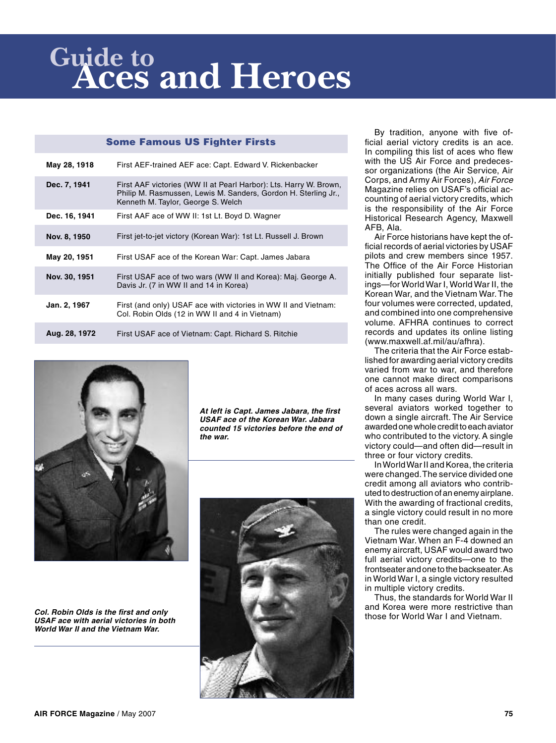# Guide to Aces and Heroes

**Some Famous US Fighter Firsts**

| | |
|---|---|
| **May 28, 1918** | First AEF-trained AEF ace: Capt. Edward V. Rickenbacker |
| **Dec. 7, 1941** | First AAF victories (WW II at Pearl Harbor): Lts. Harry W. Brown, Philip M. Rasmussen, Lewis M. Sanders, Gordon H. Sterling Jr., Kenneth M. Taylor, George S. Welch |
| **Dec. 16, 1941** | First AAF ace of WW II: 1st Lt. Boyd D. Wagner |
| **Nov. 8, 1950** | First jet-to-jet victory (Korean War): 1st Lt. Russell J. Brown |
| **May 20, 1951** | First USAF ace of the Korean War: Capt. James Jabara |
| **Nov. 30, 1951** | First USAF ace of two wars (WW II and Korea): Maj. George A. Davis Jr. (7 in WW II and 14 in Korea) |
| **Jan. 2, 1967** | First (and only) USAF ace with victories in WW II and Vietnam: Col. Robin Olds (12 in WW II and 4 in Vietnam) |
| **Aug. 28, 1972** | First USAF ace of Vietnam: Capt. Richard S. Ritchie |

***At left is Capt. James Jabara, the first USAF ace of the Korean War. Jabara counted 15 victories before the end of the war.***

***Col. Robin Olds is the first and only USAF ace with aerial victories in both World War II and the Vietnam War.***

By tradition, anyone with five official aerial victory credits is an ace. In compiling this list of aces who flew with the US Air Force and predecessor organizations (the Air Service, Air Corps, and Army Air Forces), *Air Force* Magazine relies on USAF's official accounting of aerial victory credits, which is the responsibility of the Air Force Historical Research Agency, Maxwell AFB, Ala.

Air Force historians have kept the official records of aerial victories by USAF pilots and crew members since 1957. The Office of the Air Force Historian initially published four separate listings—for World War I, World War II, the Korean War, and the Vietnam War. The four volumes were corrected, updated, and combined into one comprehensive volume. AFHRA continues to correct records and updates its online listing (www.maxwell.af.mil/au/afhra).

The criteria that the Air Force established for awarding aerial victory credits varied from war to war, and therefore one cannot make direct comparisons of aces across all wars.

In many cases during World War I, several aviators worked together to shoot down a single aircraft. The Air Service awarded one whole credit to each aviator who contributed to the victory. A single victory could—and often did—result in three or four victory credits.

In World War II and Korea, the criteria were changed. The service divided one credit among all aviators who contributed to destruction of an enemy airplane. With the awarding of fractional credits, a single victory could result in no more than one credit.

The rules were changed again in the Vietnam War. When an F-4 downed an enemy aircraft, USAF would award two full aerial victory credits—one to the frontseater and one to the backseater. As in World War I, a single victory resulted in multiple victory credits.

Thus, the standards for World War II and Korea were more restrictive than those for World War I and Vietnam.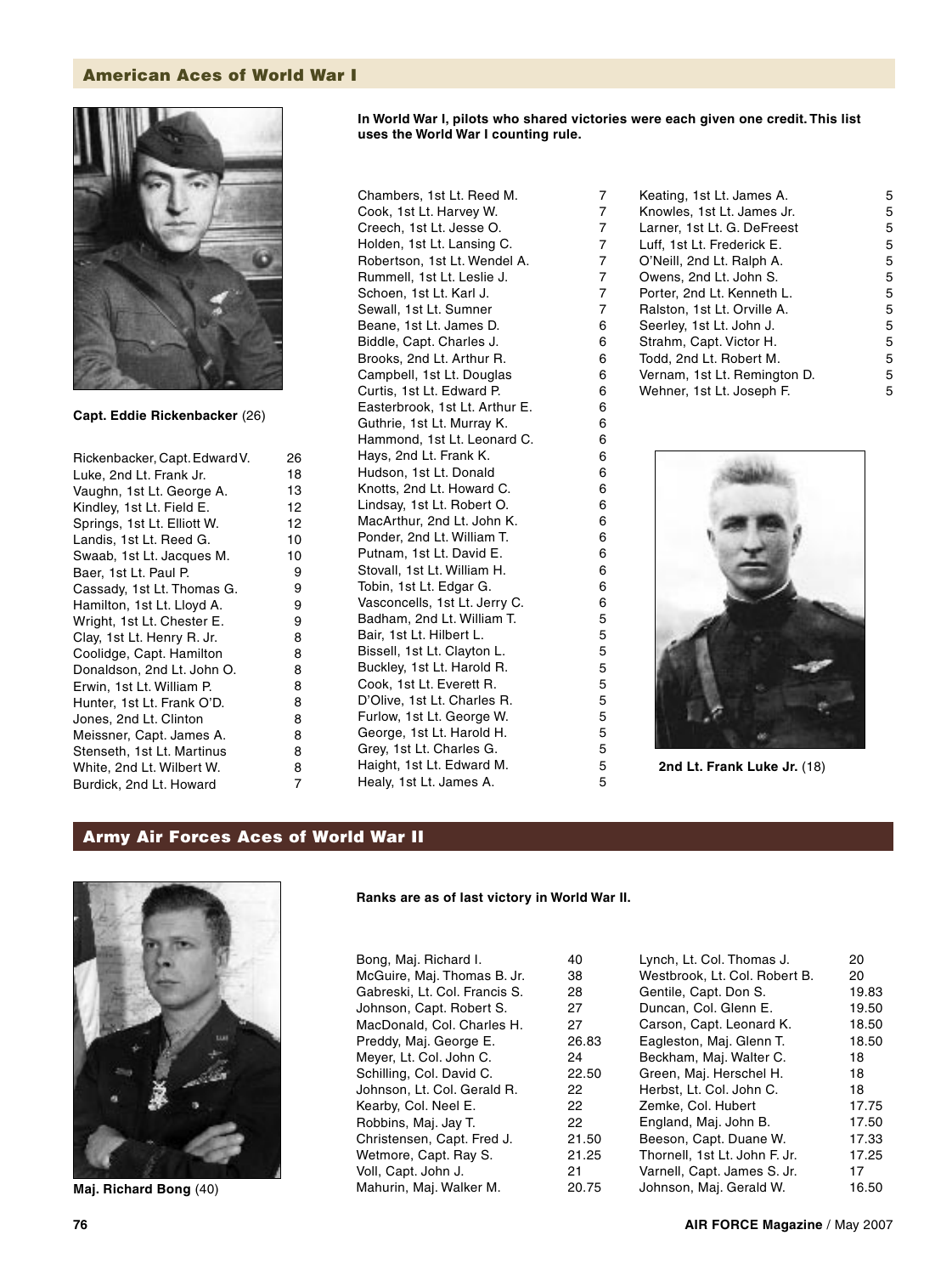## American Aces of World War I

**Capt. Eddie Rickenbacker** (26)

**In World War I, pilots who shared victories were each given one credit. This list uses the World War I counting rule.**

| Name | Victories |
|---|---|
| Rickenbacker, Capt. Edward V. | 26 |
| Luke, 2nd Lt. Frank Jr. | 18 |
| Vaughn, 1st Lt. George A. | 13 |
| Kindley, 1st Lt. Field E. | 12 |
| Springs, 1st Lt. Elliott W. | 12 |
| Landis, 1st Lt. Reed G. | 10 |
| Swaab, 1st Lt. Jacques M. | 10 |
| Baer, 1st Lt. Paul P. | 9 |
| Cassady, 1st Lt. Thomas G. | 9 |
| Hamilton, 1st Lt. Lloyd A. | 9 |
| Wright, 1st Lt. Chester E. | 9 |
| Clay, 1st Lt. Henry R. Jr. | 8 |
| Coolidge, Capt. Hamilton | 8 |
| Donaldson, 2nd Lt. John O. | 8 |
| Erwin, 1st Lt. William P. | 8 |
| Hunter, 1st Lt. Frank O'D. | 8 |
| Jones, 2nd Lt. Clinton | 8 |
| Meissner, Capt. James A. | 8 |
| Stenseth, 1st Lt. Martinus | 8 |
| White, 2nd Lt. Wilbert W. | 8 |
| Burdick, 2nd Lt. Howard | 7 |
| Chambers, 1st Lt. Reed M. | 7 |
| Cook, 1st Lt. Harvey W. | 7 |
| Creech, 1st Lt. Jesse O. | 7 |
| Holden, 1st Lt. Lansing C. | 7 |
| Robertson, 1st Lt. Wendel A. | 7 |
| Rummell, 1st Lt. Leslie J. | 7 |
| Schoen, 1st Lt. Karl J. | 7 |
| Sewall, 1st Lt. Sumner | 7 |
| Beane, 1st Lt. James D. | 6 |
| Biddle, Capt. Charles J. | 6 |
| Brooks, 2nd Lt. Arthur R. | 6 |
| Campbell, 1st Lt. Douglas | 6 |
| Curtis, 1st Lt. Edward P. | 6 |
| Easterbrook, 1st Lt. Arthur E. | 6 |
| Guthrie, 1st Lt. Murray K. | 6 |
| Hammond, 1st Lt. Leonard C. | 6 |
| Hays, 2nd Lt. Frank K. | 6 |
| Hudson, 1st Lt. Donald | 6 |
| Knotts, 2nd Lt. Howard C. | 6 |
| Lindsay, 1st Lt. Robert O. | 6 |
| MacArthur, 2nd Lt. John K. | 6 |
| Ponder, 2nd Lt. William T. | 6 |
| Putnam, 1st Lt. David E. | 6 |
| Stovall, 1st Lt. William H. | 6 |
| Tobin, 1st Lt. Edgar G. | 6 |
| Vasconcells, 1st Lt. Jerry C. | 6 |
| Badham, 2nd Lt. William T. | 5 |
| Bair, 1st Lt. Hilbert L. | 5 |
| Bissell, 1st Lt. Clayton L. | 5 |
| Buckley, 1st Lt. Harold R. | 5 |
| Cook, 1st Lt. Everett R. | 5 |
| D'Olive, 1st Lt. Charles R. | 5 |
| Furlow, 1st Lt. George W. | 5 |
| George, 1st Lt. Harold H. | 5 |
| Grey, 1st Lt. Charles G. | 5 |
| Haight, 1st Lt. Edward M. | 5 |
| Healy, 1st Lt. James A. | 5 |
| Keating, 1st Lt. James A. | 5 |
| Knowles, 1st Lt. James Jr. | 5 |
| Larner, 1st Lt. G. DeFreest | 5 |
| Luff, 1st Lt. Frederick E. | 5 |
| O'Neill, 2nd Lt. Ralph A. | 5 |
| Owens, 2nd Lt. John S. | 5 |
| Porter, 2nd Lt. Kenneth L. | 5 |
| Ralston, 1st Lt. Orville A. | 5 |
| Seerley, 1st Lt. John J. | 5 |
| Strahm, Capt. Victor H. | 5 |
| Todd, 2nd Lt. Robert M. | 5 |
| Vernam, 1st Lt. Remington D. | 5 |
| Wehner, 1st Lt. Joseph F. | 5 |

**2nd Lt. Frank Luke Jr.** (18)

## Army Air Forces Aces of World War II

**Maj. Richard Bong** (40)

**Ranks are as of last victory in World War II.**

| Name | Victories |
|---|---|
| Bong, Maj. Richard I. | 40 |
| McGuire, Maj. Thomas B. Jr. | 38 |
| Gabreski, Lt. Col. Francis S. | 28 |
| Johnson, Capt. Robert S. | 27 |
| MacDonald, Col. Charles H. | 27 |
| Preddy, Maj. George E. | 26.83 |
| Meyer, Lt. Col. John C. | 24 |
| Schilling, Col. David C. | 22.50 |
| Johnson, Lt. Col. Gerald R. | 22 |
| Kearby, Col. Neel E. | 22 |
| Robbins, Maj. Jay T. | 22 |
| Christensen, Capt. Fred J. | 21.50 |
| Wetmore, Capt. Ray S. | 21.25 |
| Voll, Capt. John J. | 21 |
| Mahurin, Maj. Walker M. | 20.75 |
| Lynch, Lt. Col. Thomas J. | 20 |
| Westbrook, Lt. Col. Robert B. | 20 |
| Gentile, Capt. Don S. | 19.83 |
| Duncan, Col. Glenn E. | 19.50 |
| Carson, Capt. Leonard K. | 18.50 |
| Eagleston, Maj. Glenn T. | 18.50 |
| Beckham, Maj. Walter C. | 18 |
| Green, Maj. Herschel H. | 18 |
| Herbst, Lt. Col. John C. | 18 |
| Zemke, Col. Hubert | 17.75 |
| England, Maj. John B. | 17.50 |
| Beeson, Capt. Duane W. | 17.33 |
| Thornell, 1st Lt. John F. Jr. | 17.25 |
| Varnell, Capt. James S. Jr. | 17 |
| Johnson, Maj. Gerald W. | 16.50 |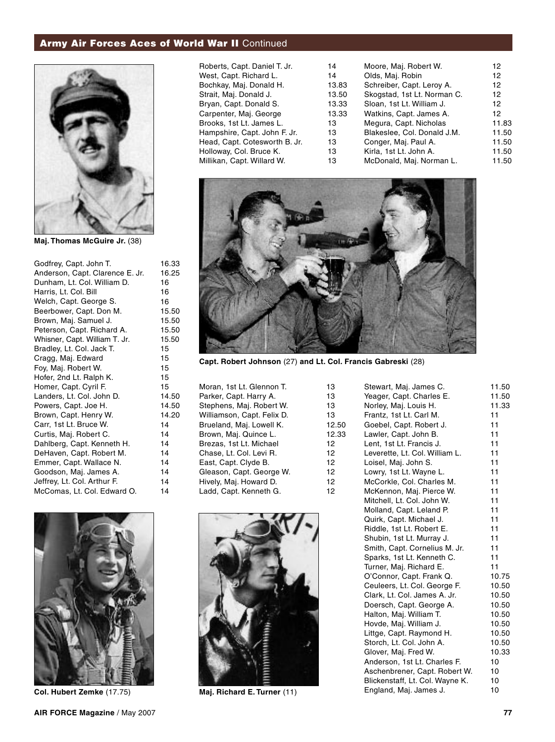## Army Air Forces Aces of World War II Continued

**Maj. Thomas McGuire Jr.** (38)

| | |
|---|---|
| Godfrey, Capt. John T. | 16.33 |
| Anderson, Capt. Clarence E. Jr. | 16.25 |
| Dunham, Lt. Col. William D. | 16 |
| Harris, Lt. Col. Bill | 16 |
| Welch, Capt. George S. | 16 |
| Beerbower, Capt. Don M. | 15.50 |
| Brown, Maj. Samuel J. | 15.50 |
| Peterson, Capt. Richard A. | 15.50 |
| Whisner, Capt. William T. Jr. | 15.50 |
| Bradley, Lt. Col. Jack T. | 15 |
| Cragg, Maj. Edward | 15 |
| Foy, Maj. Robert W. | 15 |
| Hofer, 2nd Lt. Ralph K. | 15 |
| Homer, Capt. Cyril F. | 15 |
| Landers, Lt. Col. John D. | 14.50 |
| Powers, Capt. Joe H. | 14.50 |
| Brown, Capt. Henry W. | 14.20 |
| Carr, 1st Lt. Bruce W. | 14 |
| Curtis, Maj. Robert C. | 14 |
| Dahlberg, Capt. Kenneth H. | 14 |
| DeHaven, Capt. Robert M. | 14 |
| Emmer, Capt. Wallace N. | 14 |
| Goodson, Maj. James A. | 14 |
| Jeffrey, Lt. Col. Arthur F. | 14 |
| McComas, Lt. Col. Edward O. | 14 |
| Roberts, Capt. Daniel T. Jr. | 14 |
| West, Capt. Richard L. | 14 |
| Bochkay, Maj. Donald H. | 13.83 |
| Strait, Maj. Donald J. | 13.50 |
| Bryan, Capt. Donald S. | 13.33 |
| Carpenter, Maj. George | 13.33 |
| Brooks, 1st Lt. James L. | 13 |
| Hampshire, Capt. John F. Jr. | 13 |
| Head, Capt. Cotesworth B. Jr. | 13 |
| Holloway, Col. Bruce K. | 13 |
| Millikan, Capt. Willard W. | 13 |
| Moran, 1st Lt. Glennon T. | 13 |
| Parker, Capt. Harry A. | 13 |
| Stephens, Maj. Robert W. | 13 |
| Williamson, Capt. Felix D. | 13 |
| Brueland, Maj. Lowell K. | 12.50 |
| Brown, Maj. Quince L. | 12.33 |
| Brezas, 1st Lt. Michael | 12 |
| Chase, Lt. Col. Levi R. | 12 |
| East, Capt. Clyde B. | 12 |
| Gleason, Capt. George W. | 12 |
| Hively, Maj. Howard D. | 12 |
| Ladd, Capt. Kenneth G. | 12 |
| Moore, Maj. Robert W. | 12 |
| Olds, Maj. Robin | 12 |
| Schreiber, Capt. Leroy A. | 12 |
| Skogstad, 1st Lt. Norman C. | 12 |
| Sloan, 1st Lt. William J. | 12 |
| Watkins, Capt. James A. | 12 |
| Megura, Capt. Nicholas | 11.83 |
| Blakeslee, Col. Donald J.M. | 11.50 |
| Conger, Maj. Paul A. | 11.50 |
| Kirla, 1st Lt. John A. | 11.50 |
| McDonald, Maj. Norman L. | 11.50 |
| Stewart, Maj. James C. | 11.50 |
| Yeager, Capt. Charles E. | 11.50 |
| Norley, Maj. Louis H. | 11.33 |
| Frantz, 1st Lt. Carl M. | 11 |
| Goebel, Capt. Robert J. | 11 |
| Lawler, Capt. John B. | 11 |
| Lent, 1st Lt. Francis J. | 11 |
| Leverette, Lt. Col. William L. | 11 |
| Loisel, Maj. John S. | 11 |
| Lowry, 1st Lt. Wayne L. | 11 |
| McCorkle, Col. Charles M. | 11 |
| McKennon, Maj. Pierce W. | 11 |
| Mitchell, Lt. Col. John W. | 11 |
| Molland, Capt. Leland P. | 11 |
| Quirk, Capt. Michael J. | 11 |
| Riddle, 1st Lt. Robert E. | 11 |
| Shubin, 1st Lt. Murray J. | 11 |
| Smith, Capt. Cornelius M. Jr. | 11 |
| Sparks, 1st Lt. Kenneth C. | 11 |
| Turner, Maj. Richard E. | 11 |
| O'Connor, Capt. Frank Q. | 10.75 |
| Ceuleers, Lt. Col. George F. | 10.50 |
| Clark, Lt. Col. James A. Jr. | 10.50 |
| Doersch, Capt. George A. | 10.50 |
| Halton, Maj. William T. | 10.50 |
| Hovde, Maj. William J. | 10.50 |
| Littge, Capt. Raymond H. | 10.50 |
| Storch, Lt. Col. John A. | 10.50 |
| Glover, Maj. Fred W. | 10.33 |
| Anderson, 1st Lt. Charles F. | 10 |
| Aschenbrener, Capt. Robert W. | 10 |
| Blickenstaff, Lt. Col. Wayne K. | 10 |
| England, Maj. James J. | 10 |

**Capt. Robert Johnson** (27) **and Lt. Col. Francis Gabreski** (28)

**Col. Hubert Zemke** (17.75)

**Maj. Richard E. Turner** (11)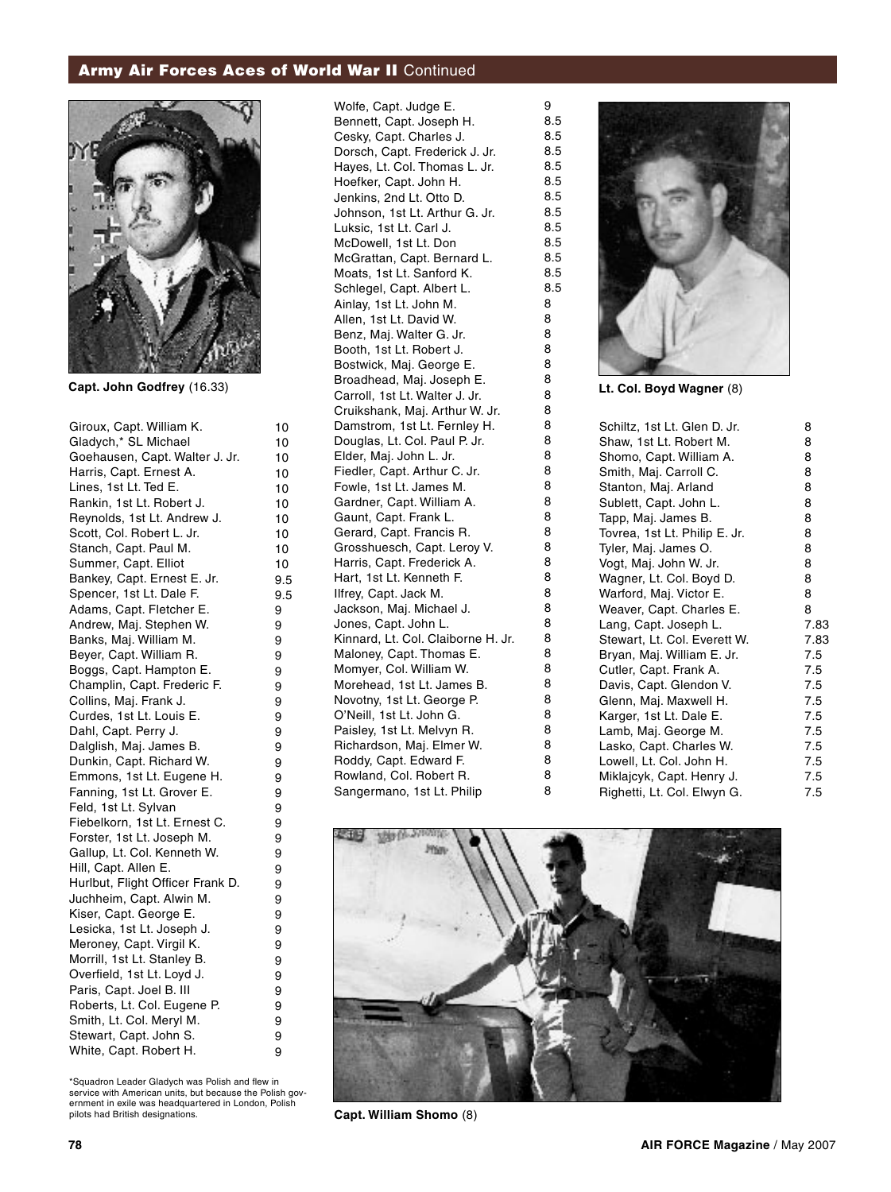## Army Air Forces Aces of World War II Continued

**Capt. John Godfrey** (16.33)

| Name | Victories |
|---|---|
| Giroux, Capt. William K. | 10 |
| Gladych,* SL Michael | 10 |
| Goehausen, Capt. Walter J. Jr. | 10 |
| Harris, Capt. Ernest A. | 10 |
| Lines, 1st Lt. Ted E. | 10 |
| Rankin, 1st Lt. Robert J. | 10 |
| Reynolds, 1st Lt. Andrew J. | 10 |
| Scott, Col. Robert L. Jr. | 10 |
| Stanch, Capt. Paul M. | 10 |
| Summer, Capt. Elliot | 10 |
| Bankey, Capt. Ernest E. Jr. | 9.5 |
| Spencer, 1st Lt. Dale F. | 9.5 |
| Adams, Capt. Fletcher E. | 9 |
| Andrew, Maj. Stephen W. | 9 |
| Banks, Maj. William M. | 9 |
| Beyer, Capt. William R. | 9 |
| Boggs, Capt. Hampton E. | 9 |
| Champlin, Capt. Frederic F. | 9 |
| Collins, Maj. Frank J. | 9 |
| Curdes, 1st Lt. Louis E. | 9 |
| Dahl, Capt. Perry J. | 9 |
| Dalglish, Maj. James B. | 9 |
| Dunkin, Capt. Richard W. | 9 |
| Emmons, 1st Lt. Eugene H. | 9 |
| Fanning, 1st Lt. Grover E. | 9 |
| Feld, 1st Lt. Sylvan | 9 |
| Fiebelkorn, 1st Lt. Ernest C. | 9 |
| Forster, 1st Lt. Joseph M. | 9 |
| Gallup, Lt. Col. Kenneth W. | 9 |
| Hill, Capt. Allen E. | 9 |
| Hurlbut, Flight Officer Frank D. | 9 |
| Juchheim, Capt. Alwin M. | 9 |
| Kiser, Capt. George E. | 9 |
| Lesicka, 1st Lt. Joseph J. | 9 |
| Meroney, Capt. Virgil K. | 9 |
| Morrill, 1st Lt. Stanley B. | 9 |
| Overfield, 1st Lt. Loyd J. | 9 |
| Paris, Capt. Joel B. III | 9 |
| Roberts, Lt. Col. Eugene P. | 9 |
| Smith, Lt. Col. Meryl M. | 9 |
| Stewart, Capt. John S. | 9 |
| White, Capt. Robert H. | 9 |
| Wolfe, Capt. Judge E. | 9 |
| Bennett, Capt. Joseph H. | 8.5 |
| Cesky, Capt. Charles J. | 8.5 |
| Dorsch, Capt. Frederick J. Jr. | 8.5 |
| Hayes, Lt. Col. Thomas L. Jr. | 8.5 |
| Hoefker, Capt. John H. | 8.5 |
| Jenkins, 2nd Lt. Otto D. | 8.5 |
| Johnson, 1st Lt. Arthur G. Jr. | 8.5 |
| Luksic, 1st Lt. Carl J. | 8.5 |
| McDowell, 1st Lt. Don | 8.5 |
| McGrattan, Capt. Bernard L. | 8.5 |
| Moats, 1st Lt. Sanford K. | 8.5 |
| Schlegel, Capt. Albert L. | 8.5 |
| Ainlay, 1st Lt. John M. | 8 |
| Allen, 1st Lt. David W. | 8 |
| Benz, Maj. Walter G. Jr. | 8 |
| Booth, 1st Lt. Robert J. | 8 |
| Bostwick, Maj. George E. | 8 |
| Broadhead, Maj. Joseph E. | 8 |
| Carroll, 1st Lt. Walter J. Jr. | 8 |
| Cruikshank, Maj. Arthur W. Jr. | 8 |
| Damstrom, 1st Lt. Fernley H. | 8 |
| Douglas, Lt. Col. Paul P. Jr. | 8 |
| Elder, Maj. John L. Jr. | 8 |
| Fiedler, Capt. Arthur C. Jr. | 8 |
| Fowle, 1st Lt. James M. | 8 |
| Gardner, Capt. William A. | 8 |
| Gaunt, Capt. Frank L. | 8 |
| Gerard, Capt. Francis R. | 8 |
| Grosshuesch, Capt. Leroy V. | 8 |
| Harris, Capt. Frederick A. | 8 |
| Hart, 1st Lt. Kenneth F. | 8 |
| Ilfrey, Capt. Jack M. | 8 |
| Jackson, Maj. Michael J. | 8 |
| Jones, Capt. John L. | 8 |
| Kinnard, Lt. Col. Claiborne H. Jr. | 8 |
| Maloney, Capt. Thomas E. | 8 |
| Momyer, Col. William W. | 8 |
| Morehead, 1st Lt. James B. | 8 |
| Novotny, 1st Lt. George P. | 8 |
| O'Neill, 1st Lt. John G. | 8 |
| Paisley, 1st Lt. Melvyn R. | 8 |
| Richardson, Maj. Elmer W. | 8 |
| Roddy, Capt. Edward F. | 8 |
| Rowland, Col. Robert R. | 8 |
| Sangermano, 1st Lt. Philip | 8 |
| Schiltz, 1st Lt. Glen D. Jr. | 8 |
| Shaw, 1st Lt. Robert M. | 8 |
| Shomo, Capt. William A. | 8 |
| Smith, Maj. Carroll C. | 8 |
| Stanton, Maj. Arland | 8 |
| Sublett, Capt. John L. | 8 |
| Tapp, Maj. James B. | 8 |
| Tovrea, 1st Lt. Philip E. Jr. | 8 |
| Tyler, Maj. James O. | 8 |
| Vogt, Maj. John W. Jr. | 8 |
| Wagner, Lt. Col. Boyd D. | 8 |
| Warford, Maj. Victor E. | 8 |
| Weaver, Capt. Charles E. | 8 |
| Lang, Capt. Joseph L. | 7.83 |
| Stewart, Lt. Col. Everett W. | 7.83 |
| Bryan, Maj. William E. Jr. | 7.5 |
| Cutler, Capt. Frank A. | 7.5 |
| Davis, Capt. Glendon V. | 7.5 |
| Glenn, Maj. Maxwell H. | 7.5 |
| Karger, 1st Lt. Dale E. | 7.5 |
| Lamb, Maj. George M. | 7.5 |
| Lasko, Capt. Charles W. | 7.5 |
| Lowell, Lt. Col. John H. | 7.5 |
| Miklajcyk, Capt. Henry J. | 7.5 |
| Righetti, Lt. Col. Elwyn G. | 7.5 |

*Squadron Leader Gladych was Polish and flew in service with American units, but because the Polish government in exile was headquartered in London, Polish pilots had British designations.

**Lt. Col. Boyd Wagner** (8)

**Capt. William Shomo** (8)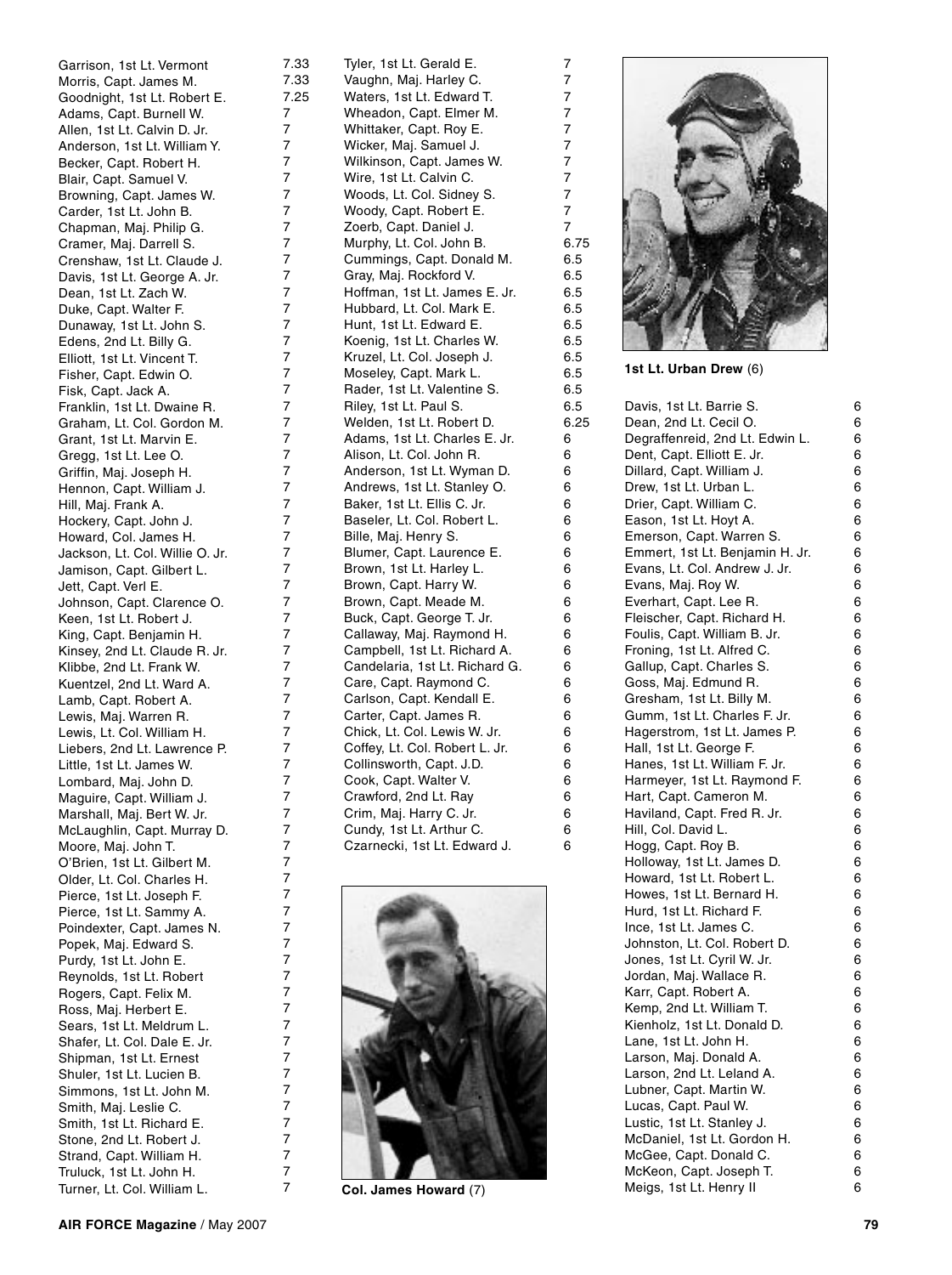| Name | Victories |
|---|---|
| Garrison, 1st Lt. Vermont | 7.33 |
| Morris, Capt. James M. | 7.33 |
| Goodnight, 1st Lt. Robert E. | 7.25 |
| Adams, Capt. Burnell W. | 7 |
| Allen, 1st Lt. Calvin D. Jr. | 7 |
| Anderson, 1st Lt. William Y. | 7 |
| Becker, Capt. Robert H. | 7 |
| Blair, Capt. Samuel V. | 7 |
| Browning, Capt. James W. | 7 |
| Carder, 1st Lt. John B. | 7 |
| Chapman, Maj. Philip G. | 7 |
| Cramer, Maj. Darrell S. | 7 |
| Crenshaw, 1st Lt. Claude J. | 7 |
| Davis, 1st Lt. George A. Jr. | 7 |
| Dean, 1st Lt. Zach W. | 7 |
| Duke, Capt. Walter F. | 7 |
| Dunaway, 1st Lt. John S. | 7 |
| Edens, 2nd Lt. Billy G. | 7 |
| Elliott, 1st Lt. Vincent T. | 7 |
| Fisher, Capt. Edwin O. | 7 |
| Fisk, Capt. Jack A. | 7 |
| Franklin, 1st Lt. Dwaine R. | 7 |
| Graham, Lt. Col. Gordon M. | 7 |
| Grant, 1st Lt. Marvin E. | 7 |
| Gregg, 1st Lt. Lee O. | 7 |
| Griffin, Maj. Joseph H. | 7 |
| Hennon, Capt. William J. | 7 |
| Hill, Maj. Frank A. | 7 |
| Hockery, Capt. John J. | 7 |
| Howard, Col. James H. | 7 |
| Jackson, Lt. Col. Willie O. Jr. | 7 |
| Jamison, Capt. Gilbert L. | 7 |
| Jett, Capt. Verl E. | 7 |
| Johnson, Capt. Clarence O. | 7 |
| Keen, 1st Lt. Robert J. | 7 |
| King, Capt. Benjamin H. | 7 |
| Kinsey, 2nd Lt. Claude R. Jr. | 7 |
| Klibbe, 2nd Lt. Frank W. | 7 |
| Kuentzel, 2nd Lt. Ward A. | 7 |
| Lamb, Capt. Robert A. | 7 |
| Lewis, Maj. Warren R. | 7 |
| Lewis, Lt. Col. William H. | 7 |
| Liebers, 2nd Lt. Lawrence P. | 7 |
| Little, 1st Lt. James W. | 7 |
| Lombard, Maj. John D. | 7 |
| Maguire, Capt. William J. | 7 |
| Marshall, Maj. Bert W. Jr. | 7 |
| McLaughlin, Capt. Murray D. | 7 |
| Moore, Maj. John T. | 7 |
| O'Brien, 1st Lt. Gilbert M. | 7 |
| Older, Lt. Col. Charles H. | 7 |
| Pierce, 1st Lt. Joseph F. | 7 |
| Pierce, 1st Lt. Sammy A. | 7 |
| Poindexter, Capt. James N. | 7 |
| Popek, Maj. Edward S. | 7 |
| Purdy, 1st Lt. John E. | 7 |
| Reynolds, 1st Lt. Robert | 7 |
| Rogers, Capt. Felix M. | 7 |
| Ross, Maj. Herbert E. | 7 |
| Sears, 1st Lt. Meldrum L. | 7 |
| Shafer, Lt. Col. Dale E. Jr. | 7 |
| Shipman, 1st Lt. Ernest | 7 |
| Shuler, 1st Lt. Lucien B. | 7 |
| Simmons, 1st Lt. John M. | 7 |
| Smith, Maj. Leslie C. | 7 |
| Smith, 1st Lt. Richard E. | 7 |
| Stone, 2nd Lt. Robert J. | 7 |
| Strand, Capt. William H. | 7 |
| Truluck, 1st Lt. John H. | 7 |
| Turner, Lt. Col. William L. | 7 |
| Tyler, 1st Lt. Gerald E. | 7 |
| Vaughn, Maj. Harley C. | 7 |
| Waters, 1st Lt. Edward T. | 7 |
| Wheadon, Capt. Elmer M. | 7 |
| Whittaker, Capt. Roy E. | 7 |
| Wicker, Maj. Samuel J. | 7 |
| Wilkinson, Capt. James W. | 7 |
| Wire, 1st Lt. Calvin C. | 7 |
| Woods, Lt. Col. Sidney S. | 7 |
| Woody, Capt. Robert E. | 7 |
| Zoerb, Capt. Daniel J. | 7 |
| Murphy, Lt. Col. John B. | 6.75 |
| Cummings, Capt. Donald M. | 6.5 |
| Gray, Maj. Rockford V. | 6.5 |
| Hoffman, 1st Lt. James E. Jr. | 6.5 |
| Hubbard, Lt. Col. Mark E. | 6.5 |
| Hunt, 1st Lt. Edward E. | 6.5 |
| Koenig, 1st Lt. Charles W. | 6.5 |
| Kruzel, Lt. Col. Joseph J. | 6.5 |
| Moseley, Capt. Mark L. | 6.5 |
| Rader, 1st Lt. Valentine S. | 6.5 |
| Riley, 1st Lt. Paul S. | 6.5 |
| Welden, 1st Lt. Robert D. | 6.25 |
| Adams, 1st Lt. Charles E. Jr. | 6 |
| Alison, Lt. Col. John R. | 6 |
| Anderson, 1st Lt. Wyman D. | 6 |
| Andrews, 1st Lt. Stanley O. | 6 |
| Baker, 1st Lt. Ellis C. Jr. | 6 |
| Baseler, Lt. Col. Robert L. | 6 |
| Bille, Maj. Henry S. | 6 |
| Blumer, Capt. Laurence E. | 6 |
| Brown, 1st Lt. Harley L. | 6 |
| Brown, Capt. Harry W. | 6 |
| Brown, Capt. Meade M. | 6 |
| Buck, Capt. George T. Jr. | 6 |
| Callaway, Maj. Raymond H. | 6 |
| Campbell, 1st Lt. Richard A. | 6 |
| Candelaria, 1st Lt. Richard G. | 6 |
| Care, Capt. Raymond C. | 6 |
| Carlson, Capt. Kendall E. | 6 |
| Carter, Capt. James R. | 6 |
| Chick, Lt. Col. Lewis W. Jr. | 6 |
| Coffey, Lt. Col. Robert L. Jr. | 6 |
| Collinsworth, Capt. J.D. | 6 |
| Cook, Capt. Walter V. | 6 |
| Crawford, 2nd Lt. Ray | 6 |
| Crim, Maj. Harry C. Jr. | 6 |
| Cundy, 1st Lt. Arthur C. | 6 |
| Czarnecki, 1st Lt. Edward J. | 6 |
| Davis, 1st Lt. Barrie S. | 6 |
| Dean, 2nd Lt. Cecil O. | 6 |
| Degraffenreid, 2nd Lt. Edwin L. | 6 |
| Dent, Capt. Elliott E. Jr. | 6 |
| Dillard, Capt. William J. | 6 |
| Drew, 1st Lt. Urban L. | 6 |
| Drier, Capt. William C. | 6 |
| Eason, 1st Lt. Hoyt A. | 6 |
| Emerson, Capt. Warren S. | 6 |
| Emmert, 1st Lt. Benjamin H. Jr. | 6 |
| Evans, Lt. Col. Andrew J. Jr. | 6 |
| Evans, Maj. Roy W. | 6 |
| Everhart, Capt. Lee R. | 6 |
| Fleischer, Capt. Richard H. | 6 |
| Foulis, Capt. William B. Jr. | 6 |
| Froning, 1st Lt. Alfred C. | 6 |
| Gallup, Capt. Charles S. | 6 |
| Goss, Maj. Edmund R. | 6 |
| Gresham, 1st Lt. Billy M. | 6 |
| Gumm, 1st Lt. Charles F. Jr. | 6 |
| Hagerstrom, 1st Lt. James P. | 6 |
| Hall, 1st Lt. George F. | 6 |
| Hanes, 1st Lt. William F. Jr. | 6 |
| Harmeyer, 1st Lt. Raymond F. | 6 |
| Hart, Capt. Cameron M. | 6 |
| Haviland, Capt. Fred R. Jr. | 6 |
| Hill, Col. David L. | 6 |
| Hogg, Capt. Roy B. | 6 |
| Holloway, 1st Lt. James D. | 6 |
| Howard, 1st Lt. Robert L. | 6 |
| Howes, 1st Lt. Bernard H. | 6 |
| Hurd, 1st Lt. Richard F. | 6 |
| Ince, 1st Lt. James C. | 6 |
| Johnston, Lt. Col. Robert D. | 6 |
| Jones, 1st Lt. Cyril W. Jr. | 6 |
| Jordan, Maj. Wallace R. | 6 |
| Karr, Capt. Robert A. | 6 |
| Kemp, 2nd Lt. William T. | 6 |
| Kienholz, 1st Lt. Donald D. | 6 |
| Lane, 1st Lt. John H. | 6 |
| Larson, Maj. Donald A. | 6 |
| Larson, 2nd Lt. Leland A. | 6 |
| Lubner, Capt. Martin W. | 6 |
| Lucas, Capt. Paul W. | 6 |
| Lustic, 1st Lt. Stanley J. | 6 |
| McDaniel, 1st Lt. Gordon H. | 6 |
| McGee, Capt. Donald C. | 6 |
| McKeon, Capt. Joseph T. | 6 |
| Meigs, 1st Lt. Henry II | 6 |

**Col. James Howard** (7)

**1st Lt. Urban Drew** (6)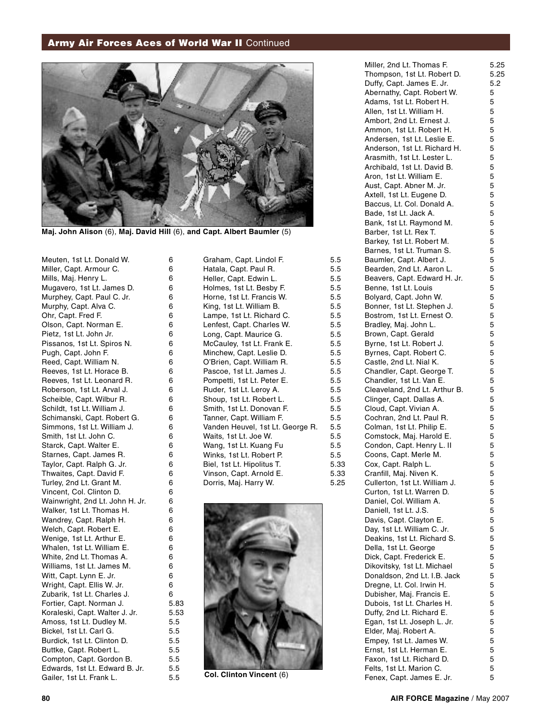## Army Air Forces Aces of World War II Continued

**Maj. John Alison** (6), **Maj. David Hill** (6), **and Capt. Albert Baumler** (5)

| Name | Victories |
|---|---|
| Meuten, 1st Lt. Donald W. | 6 |
| Miller, Capt. Armour C. | 6 |
| Mills, Maj. Henry L. | 6 |
| Mugavero, 1st Lt. James D. | 6 |
| Murphey, Capt. Paul C. Jr. | 6 |
| Murphy, Capt. Alva C. | 6 |
| Ohr, Capt. Fred F. | 6 |
| Olson, Capt. Norman E. | 6 |
| Pietz, 1st Lt. John Jr. | 6 |
| Pissanos, 1st Lt. Spiros N. | 6 |
| Pugh, Capt. John F. | 6 |
| Reed, Capt. William N. | 6 |
| Reeves, 1st Lt. Horace B. | 6 |
| Reeves, 1st Lt. Leonard R. | 6 |
| Roberson, 1st Lt. Arval J. | 6 |
| Scheible, Capt. Wilbur R. | 6 |
| Schildt, 1st Lt. William J. | 6 |
| Schimanski, Capt. Robert G. | 6 |
| Simmons, 1st Lt. William J. | 6 |
| Smith, 1st Lt. John C. | 6 |
| Starck, Capt. Walter E. | 6 |
| Starnes, Capt. James R. | 6 |
| Taylor, Capt. Ralph G. Jr. | 6 |
| Thwaites, Capt. David F. | 6 |
| Turley, 2nd Lt. Grant M. | 6 |
| Vincent, Col. Clinton D. | 6 |
| Wainwright, 2nd Lt. John H. Jr. | 6 |
| Walker, 1st Lt. Thomas H. | 6 |
| Wandrey, Capt. Ralph H. | 6 |
| Welch, Capt. Robert E. | 6 |
| Wenige, 1st Lt. Arthur E. | 6 |
| Whalen, 1st Lt. William E. | 6 |
| White, 2nd Lt. Thomas A. | 6 |
| Williams, 1st Lt. James M. | 6 |
| Witt, Capt. Lynn E. Jr. | 6 |
| Wright, Capt. Ellis W. Jr. | 6 |
| Zubarik, 1st Lt. Charles J. | 6 |
| Fortier, Capt. Norman J. | 5.83 |
| Koraleski, Capt. Walter J. Jr. | 5.53 |
| Amoss, 1st Lt. Dudley M. | 5.5 |
| Bickel, 1st Lt. Carl G. | 5.5 |
| Burdick, 1st Lt. Clinton D. | 5.5 |
| Buttke, Capt. Robert L. | 5.5 |
| Compton, Capt. Gordon B. | 5.5 |
| Edwards, 1st Lt. Edward B. Jr. | 5.5 |
| Gailer, 1st Lt. Frank L. | 5.5 |
| Graham, Capt. Lindol F. | 5.5 |
| Hatala, Capt. Paul R. | 5.5 |
| Heller, Capt. Edwin L. | 5.5 |
| Holmes, 1st Lt. Besby F. | 5.5 |
| Horne, 1st Lt. Francis W. | 5.5 |
| King, 1st Lt. William B. | 5.5 |
| Lampe, 1st Lt. Richard C. | 5.5 |
| Lenfest, Capt. Charles W. | 5.5 |
| Long, Capt. Maurice G. | 5.5 |
| McCauley, 1st Lt. Frank E. | 5.5 |
| Minchew, Capt. Leslie D. | 5.5 |
| O'Brien, Capt. William R. | 5.5 |
| Pascoe, 1st Lt. James J. | 5.5 |
| Pompetti, 1st Lt. Peter E. | 5.5 |
| Ruder, 1st Lt. Leroy A. | 5.5 |
| Shoup, 1st Lt. Robert L. | 5.5 |
| Smith, 1st Lt. Donovan F. | 5.5 |
| Tanner, Capt. William F. | 5.5 |
| Vanden Heuvel, 1st Lt. George R. | 5.5 |
| Waits, 1st Lt. Joe W. | 5.5 |
| Wang, 1st Lt. Kuang Fu | 5.5 |
| Winks, 1st Lt. Robert P. | 5.5 |
| Biel, 1st Lt. Hipolitus T. | 5.33 |
| Vinson, Capt. Arnold E. | 5.33 |
| Dorris, Maj. Harry W. | 5.25 |
| Miller, 2nd Lt. Thomas F. | 5.25 |
| Thompson, 1st Lt. Robert D. | 5.25 |
| Duffy, Capt. James E. Jr. | 5.2 |
| Abernathy, Capt. Robert W. | 5 |
| Adams, 1st Lt. Robert H. | 5 |
| Allen, 1st Lt. William H. | 5 |
| Ambort, 2nd Lt. Ernest J. | 5 |
| Ammon, 1st Lt. Robert H. | 5 |
| Andersen, 1st Lt. Leslie E. | 5 |
| Anderson, 1st Lt. Richard H. | 5 |
| Arasmith, 1st Lt. Lester L. | 5 |
| Archibald, 1st Lt. David B. | 5 |
| Aron, 1st Lt. William E. | 5 |
| Aust, Capt. Abner M. Jr. | 5 |
| Axtell, 1st Lt. Eugene D. | 5 |
| Baccus, Lt. Col. Donald A. | 5 |
| Bade, 1st Lt. Jack A. | 5 |
| Bank, 1st Lt. Raymond M. | 5 |
| Barber, 1st Lt. Rex T. | 5 |
| Barkey, 1st Lt. Robert M. | 5 |
| Barnes, 1st Lt. Truman S. | 5 |
| Baumler, Capt. Albert J. | 5 |
| Bearden, 2nd Lt. Aaron L. | 5 |
| Beavers, Capt. Edward H. Jr. | 5 |
| Benne, 1st Lt. Louis | 5 |
| Bolyard, Capt. John W. | 5 |
| Bonner, 1st Lt. Stephen J. | 5 |
| Bostrom, 1st Lt. Ernest O. | 5 |
| Bradley, Maj. John L. | 5 |
| Brown, Capt. Gerald | 5 |
| Byrne, 1st Lt. Robert J. | 5 |
| Byrnes, Capt. Robert C. | 5 |
| Castle, 2nd Lt. Nial K. | 5 |
| Chandler, Capt. George T. | 5 |
| Chandler, 1st Lt. Van E. | 5 |
| Cleaveland, 2nd Lt. Arthur B. | 5 |
| Clinger, Capt. Dallas A. | 5 |
| Cloud, Capt. Vivian A. | 5 |
| Cochran, 2nd Lt. Paul R. | 5 |
| Colman, 1st Lt. Philip E. | 5 |
| Comstock, Maj. Harold E. | 5 |
| Condon, Capt. Henry L. II | 5 |
| Coons, Capt. Merle M. | 5 |
| Cox, Capt. Ralph L. | 5 |
| Cranfill, Maj. Niven K. | 5 |
| Cullerton, 1st Lt. William J. | 5 |
| Curton, 1st Lt. Warren D. | 5 |
| Daniel, Col. William A. | 5 |
| Daniell, 1st Lt. J.S. | 5 |
| Davis, Capt. Clayton E. | 5 |
| Day, 1st Lt. William C. Jr. | 5 |
| Deakins, 1st Lt. Richard S. | 5 |
| Della, 1st Lt. George | 5 |
| Dick, Capt. Frederick E. | 5 |
| Dikovitsky, 1st Lt. Michael | 5 |
| Donaldson, 2nd Lt. I.B. Jack | 5 |
| Dregne, Lt. Col. Irwin H. | 5 |
| Dubisher, Maj. Francis E. | 5 |
| Dubois, 1st Lt. Charles H. | 5 |
| Duffy, 2nd Lt. Richard E. | 5 |
| Egan, 1st Lt. Joseph L. Jr. | 5 |
| Elder, Maj. Robert A. | 5 |
| Empey, 1st Lt. James W. | 5 |
| Ernst, 1st Lt. Herman E. | 5 |
| Faxon, 1st Lt. Richard D. | 5 |
| Felts, 1st Lt. Marion C. | 5 |
| Fenex, Capt. James E. Jr. | 5 |

**Col. Clinton Vincent** (6)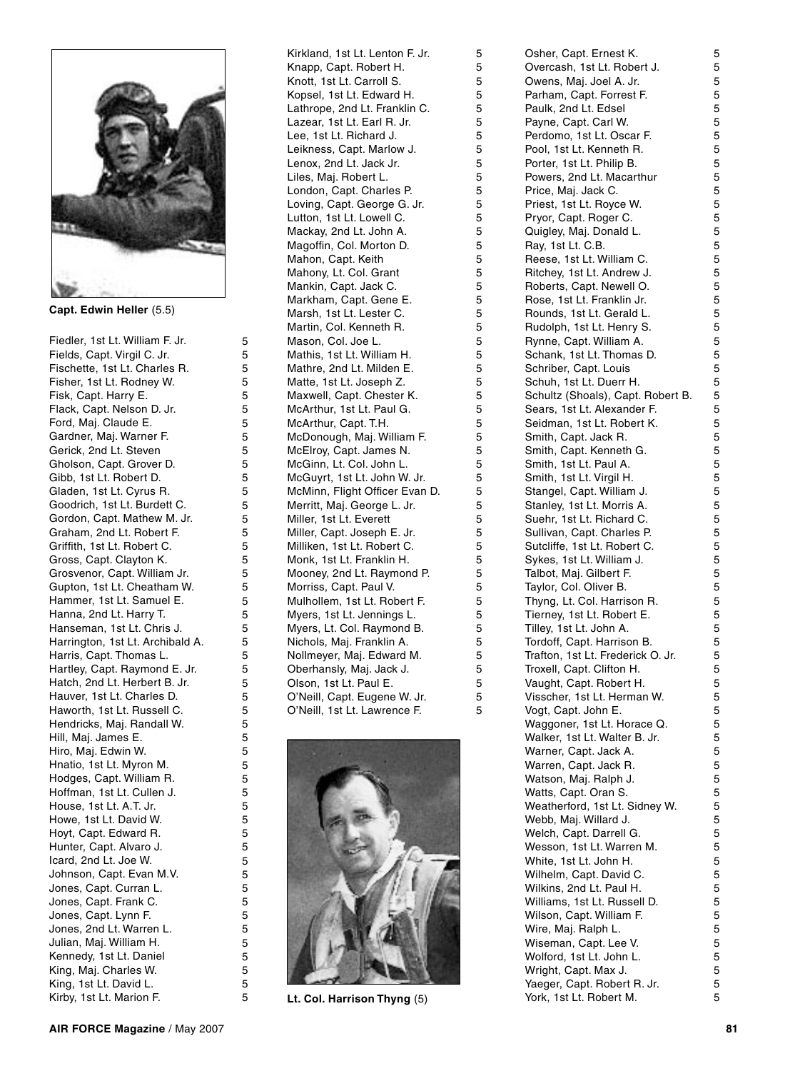**Capt. Edwin Heller** (5.5)

| Name | Victories |
|---|---|
| Fiedler, 1st Lt. William F. Jr. | 5 |
| Fields, Capt. Virgil C. Jr. | 5 |
| Fischette, 1st Lt. Charles R. | 5 |
| Fisher, 1st Lt. Rodney W. | 5 |
| Fisk, Capt. Harry E. | 5 |
| Flack, Capt. Nelson D. Jr. | 5 |
| Ford, Maj. Claude E. | 5 |
| Gardner, Maj. Warner F. | 5 |
| Gerick, 2nd Lt. Steven | 5 |
| Gholson, Capt. Grover D. | 5 |
| Gibb, 1st Lt. Robert D. | 5 |
| Gladen, 1st Lt. Cyrus R. | 5 |
| Goodrich, 1st Lt. Burdett C. | 5 |
| Gordon, Capt. Mathew M. Jr. | 5 |
| Graham, 2nd Lt. Robert F. | 5 |
| Griffith, 1st Lt. Robert C. | 5 |
| Gross, Capt. Clayton K. | 5 |
| Grosvenor, Capt. William Jr. | 5 |
| Gupton, 1st Lt. Cheatham W. | 5 |
| Hammer, 1st Lt. Samuel E. | 5 |
| Hanna, 2nd Lt. Harry T. | 5 |
| Hanseman, 1st Lt. Chris J. | 5 |
| Harrington, 1st Lt. Archibald A. | 5 |
| Harris, Capt. Thomas L. | 5 |
| Hartley, Capt. Raymond E. Jr. | 5 |
| Hatch, 2nd Lt. Herbert B. Jr. | 5 |
| Hauver, 1st Lt. Charles D. | 5 |
| Haworth, 1st Lt. Russell C. | 5 |
| Hendricks, Maj. Randall W. | 5 |
| Hill, Maj. James E. | 5 |
| Hiro, Maj. Edwin W. | 5 |
| Hnatio, 1st Lt. Myron M. | 5 |
| Hodges, Capt. William R. | 5 |
| Hoffman, 1st Lt. Cullen J. | 5 |
| House, 1st Lt. A.T. Jr. | 5 |
| Howe, 1st Lt. David W. | 5 |
| Hoyt, Capt. Edward R. | 5 |
| Hunter, Capt. Alvaro J. | 5 |
| Icard, 2nd Lt. Joe W. | 5 |
| Johnson, Capt. Evan M.V. | 5 |
| Jones, Capt. Curran L. | 5 |
| Jones, Capt. Frank C. | 5 |
| Jones, Capt. Lynn F. | 5 |
| Jones, 2nd Lt. Warren L. | 5 |
| Julian, Maj. William H. | 5 |
| Kennedy, 1st Lt. Daniel | 5 |
| King, Maj. Charles W. | 5 |
| King, 1st Lt. David L. | 5 |
| Kirby, 1st Lt. Marion F. | 5 |
| Kirkland, 1st Lt. Lenton F. Jr. | 5 |
| Knapp, Capt. Robert H. | 5 |
| Knott, 1st Lt. Carroll S. | 5 |
| Kopsel, 1st Lt. Edward H. | 5 |
| Lathrope, 2nd Lt. Franklin C. | 5 |
| Lazear, 1st Lt. Earl R. Jr. | 5 |
| Lee, 1st Lt. Richard J. | 5 |
| Leikness, Capt. Marlow J. | 5 |
| Lenox, 2nd Lt. Jack Jr. | 5 |
| Liles, Maj. Robert L. | 5 |
| London, Capt. Charles P. | 5 |
| Loving, Capt. George G. Jr. | 5 |
| Lutton, 1st Lt. Lowell C. | 5 |
| Mackay, 2nd Lt. John A. | 5 |
| Magoffin, Col. Morton D. | 5 |
| Mahon, Capt. Keith | 5 |
| Mahony, Lt. Col. Grant | 5 |
| Mankin, Capt. Jack C. | 5 |
| Markham, Capt. Gene E. | 5 |
| Marsh, 1st Lt. Lester C. | 5 |
| Martin, Col. Kenneth R. | 5 |
| Mason, Col. Joe L. | 5 |
| Mathis, 1st Lt. William H. | 5 |
| Mathre, 2nd Lt. Milden E. | 5 |
| Matte, 1st Lt. Joseph Z. | 5 |
| Maxwell, Capt. Chester K. | 5 |
| McArthur, 1st Lt. Paul G. | 5 |
| McArthur, Capt. T.H. | 5 |
| McDonough, Maj. William F. | 5 |
| McElroy, Capt. James N. | 5 |
| McGinn, Lt. Col. John L. | 5 |
| McGuyrt, 1st Lt. John W. Jr. | 5 |
| McMinn, Flight Officer Evan D. | 5 |
| Merritt, Maj. George L. Jr. | 5 |
| Miller, 1st Lt. Everett | 5 |
| Miller, Capt. Joseph E. Jr. | 5 |
| Milliken, 1st Lt. Robert C. | 5 |
| Monk, 1st Lt. Franklin H. | 5 |
| Mooney, 2nd Lt. Raymond P. | 5 |
| Morriss, Capt. Paul V. | 5 |
| Mulhollem, 1st Lt. Robert F. | 5 |
| Myers, 1st Lt. Jennings L. | 5 |
| Myers, Lt. Col. Raymond B. | 5 |
| Nichols, Maj. Franklin A. | 5 |
| Nollmeyer, Maj. Edward M. | 5 |
| Oberhansly, Maj. Jack J. | 5 |
| Olson, 1st Lt. Paul E. | 5 |
| O'Neill, Capt. Eugene W. Jr. | 5 |
| O'Neill, 1st Lt. Lawrence F. | 5 |
| Osher, Capt. Ernest K. | 5 |
| Overcash, 1st Lt. Robert J. | 5 |
| Owens, Maj. Joel A. Jr. | 5 |
| Parham, Capt. Forrest F. | 5 |
| Paulk, 2nd Lt. Edsel | 5 |
| Payne, Capt. Carl W. | 5 |
| Perdomo, 1st Lt. Oscar F. | 5 |
| Pool, 1st Lt. Kenneth R. | 5 |
| Porter, 1st Lt. Philip B. | 5 |
| Powers, 2nd Lt. Macarthur | 5 |
| Price, Maj. Jack C. | 5 |
| Priest, 1st Lt. Royce W. | 5 |
| Pryor, Capt. Roger C. | 5 |
| Quigley, Maj. Donald L. | 5 |
| Ray, 1st Lt. C.B. | 5 |
| Reese, 1st Lt. William C. | 5 |
| Ritchey, 1st Lt. Andrew J. | 5 |
| Roberts, Capt. Newell O. | 5 |
| Rose, 1st Lt. Franklin Jr. | 5 |
| Rounds, 1st Lt. Gerald L. | 5 |
| Rudolph, 1st Lt. Henry S. | 5 |
| Rynne, Capt. William A. | 5 |
| Schank, 1st Lt. Thomas D. | 5 |
| Schriber, Capt. Louis | 5 |
| Schuh, 1st Lt. Duerr H. | 5 |
| Schultz (Shoals), Capt. Robert B. | 5 |
| Sears, 1st Lt. Alexander F. | 5 |
| Seidman, 1st Lt. Robert K. | 5 |
| Smith, Capt. Jack R. | 5 |
| Smith, Capt. Kenneth G. | 5 |
| Smith, 1st Lt. Paul A. | 5 |
| Smith, 1st Lt. Virgil H. | 5 |
| Stangel, Capt. William J. | 5 |
| Stanley, 1st Lt. Morris A. | 5 |
| Suehr, 1st Lt. Richard C. | 5 |
| Sullivan, Capt. Charles P. | 5 |
| Sutcliffe, 1st Lt. Robert C. | 5 |
| Sykes, 1st Lt. William J. | 5 |
| Talbot, Maj. Gilbert F. | 5 |
| Taylor, Col. Oliver B. | 5 |
| Thyng, Lt. Col. Harrison R. | 5 |
| Tierney, 1st Lt. Robert E. | 5 |
| Tilley, 1st Lt. John A. | 5 |
| Tordoff, Capt. Harrison B. | 5 |
| Trafton, 1st Lt. Frederick O. Jr. | 5 |
| Troxell, Capt. Clifton H. | 5 |
| Vaught, Capt. Robert H. | 5 |
| Visscher, 1st Lt. Herman W. | 5 |
| Vogt, Capt. John E. | 5 |
| Waggoner, 1st Lt. Horace Q. | 5 |
| Walker, 1st Lt. Walter B. Jr. | 5 |
| Warner, Capt. Jack A. | 5 |
| Warren, Capt. Jack R. | 5 |
| Watson, Maj. Ralph J. | 5 |
| Watts, Capt. Oran S. | 5 |
| Weatherford, 1st Lt. Sidney W. | 5 |
| Webb, Maj. Willard J. | 5 |
| Welch, Capt. Darrell G. | 5 |
| Wesson, 1st Lt. Warren M. | 5 |
| White, 1st Lt. John H. | 5 |
| Wilhelm, Capt. David C. | 5 |
| Wilkins, 2nd Lt. Paul H. | 5 |
| Williams, 1st Lt. Russell D. | 5 |
| Wilson, Capt. William F. | 5 |
| Wire, Maj. Ralph L. | 5 |
| Wiseman, Capt. Lee V. | 5 |
| Wolford, 1st Lt. John L. | 5 |
| Wright, Capt. Max J. | 5 |
| Yaeger, Capt. Robert R. Jr. | 5 |
| York, 1st Lt. Robert M. | 5 |

**Lt. Col. Harrison Thyng** (5)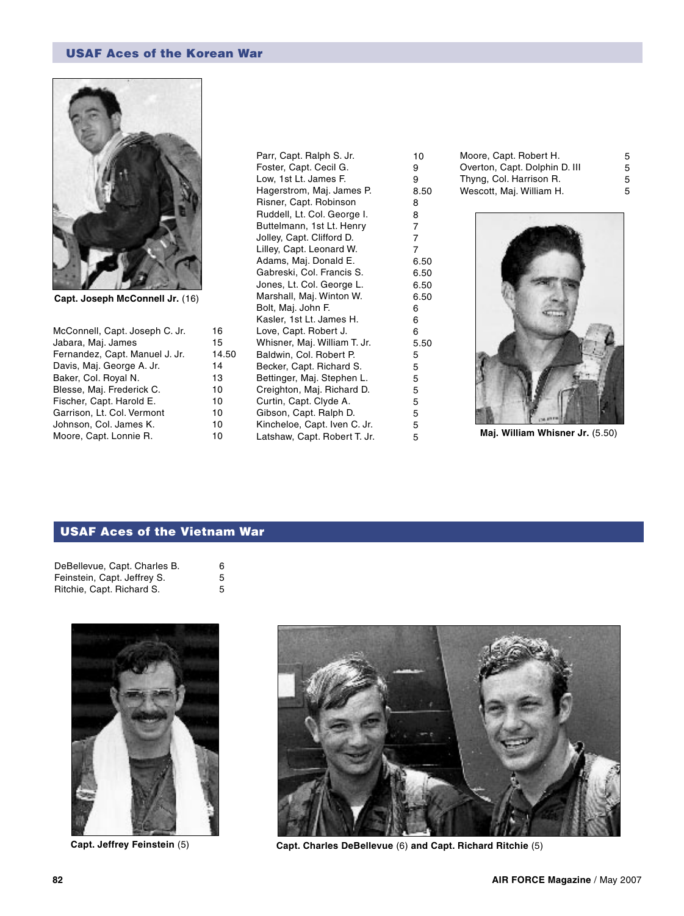## USAF Aces of the Korean War

**Capt. Joseph McConnell Jr.** (16)

| Name | Victories |
|---|---|
| McConnell, Capt. Joseph C. Jr. | 16 |
| Jabara, Maj. James | 15 |
| Fernandez, Capt. Manuel J. Jr. | 14.50 |
| Davis, Maj. George A. Jr. | 14 |
| Baker, Col. Royal N. | 13 |
| Blesse, Maj. Frederick C. | 10 |
| Fischer, Capt. Harold E. | 10 |
| Garrison, Lt. Col. Vermont | 10 |
| Johnson, Col. James K. | 10 |
| Moore, Capt. Lonnie R. | 10 |
| Parr, Capt. Ralph S. Jr. | 10 |
| Foster, Capt. Cecil G. | 9 |
| Low, 1st Lt. James F. | 9 |
| Hagerstrom, Maj. James P. | 8.50 |
| Risner, Capt. Robinson | 8 |
| Ruddell, Lt. Col. George I. | 8 |
| Buttelmann, 1st Lt. Henry | 7 |
| Jolley, Capt. Clifford D. | 7 |
| Lilley, Capt. Leonard W. | 7 |
| Adams, Maj. Donald E. | 6.50 |
| Gabreski, Col. Francis S. | 6.50 |
| Jones, Lt. Col. George L. | 6.50 |
| Marshall, Maj. Winton W. | 6.50 |
| Bolt, Maj. John F. | 6 |
| Kasler, 1st Lt. James H. | 6 |
| Love, Capt. Robert J. | 6 |
| Whisner, Maj. William T. Jr. | 5.50 |
| Baldwin, Col. Robert P. | 5 |
| Becker, Capt. Richard S. | 5 |
| Bettinger, Maj. Stephen L. | 5 |
| Creighton, Maj. Richard D. | 5 |
| Curtin, Capt. Clyde A. | 5 |
| Gibson, Capt. Ralph D. | 5 |
| Kincheloe, Capt. Iven C. Jr. | 5 |
| Latshaw, Capt. Robert T. Jr. | 5 |
| Moore, Capt. Robert H. | 5 |
| Overton, Capt. Dolphin D. III | 5 |
| Thyng, Col. Harrison R. | 5 |
| Wescott, Maj. William H. | 5 |

**Maj. William Whisner Jr.** (5.50)

## USAF Aces of the Vietnam War

| Name | Victories |
|---|---|
| DeBellevue, Capt. Charles B. | 6 |
| Feinstein, Capt. Jeffrey S. | 5 |
| Ritchie, Capt. Richard S. | 5 |

**Capt. Jeffrey Feinstein** (5)

**Capt. Charles DeBellevue** (6) **and Capt. Richard Ritchie** (5)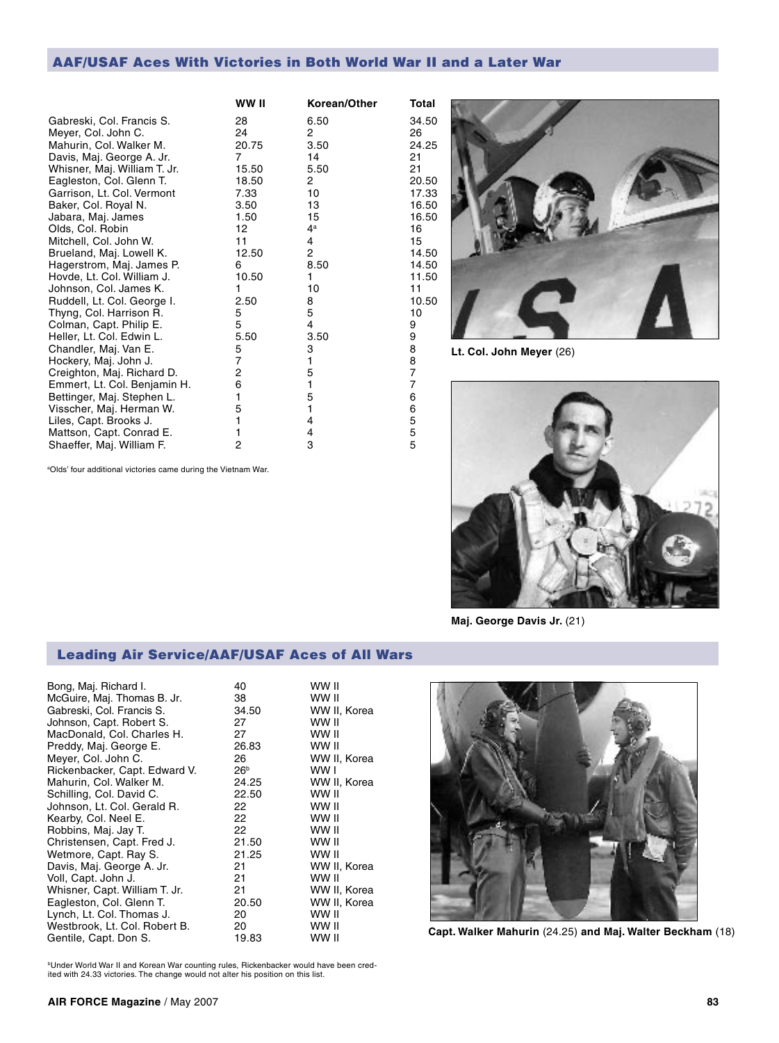## AAF/USAF Aces With Victories in Both World War II and a Later War

| | WW II | Korean/Other | Total |
|---|---|---|---|
| Gabreski, Col. Francis S. | 28 | 6.50 | 34.50 |
| Meyer, Col. John C. | 24 | 2 | 26 |
| Mahurin, Col. Walker M. | 20.75 | 3.50 | 24.25 |
| Davis, Maj. George A. Jr. | 7 | 14 | 21 |
| Whisner, Maj. William T. Jr. | 15.50 | 5.50 | 21 |
| Eagleston, Col. Glenn T. | 18.50 | 2 | 20.50 |
| Garrison, Lt. Col. Vermont | 7.33 | 10 | 17.33 |
| Baker, Col. Royal N. | 3.50 | 13 | 16.50 |
| Jabara, Maj. James | 1.50 | 15 | 16.50 |
| Olds, Col. Robin | 12 | 4[a] | 16 |
| Mitchell, Col. John W. | 11 | 4 | 15 |
| Brueland, Maj. Lowell K. | 12.50 | 2 | 14.50 |
| Hagerstrom, Maj. James P. | 6 | 8.50 | 14.50 |
| Hovde, Lt. Col. William J. | 10.50 | 1 | 11.50 |
| Johnson, Col. James K. | 1 | 10 | 11 |
| Ruddell, Lt. Col. George I. | 2.50 | 8 | 10.50 |
| Thyng, Col. Harrison R. | 5 | 5 | 10 |
| Colman, Capt. Philip E. | 5 | 4 | 9 |
| Heller, Lt. Col. Edwin L. | 5.50 | 3.50 | 9 |
| Chandler, Maj. Van E. | 5 | 3 | 8 |
| Hockery, Maj. John J. | 7 | 1 | 8 |
| Creighton, Maj. Richard D. | 2 | 5 | 7 |
| Emmert, Lt. Col. Benjamin H. | 6 | 1 | 7 |
| Bettinger, Maj. Stephen L. | 1 | 5 | 6 |
| Visscher, Maj. Herman W. | 5 | 1 | 6 |
| Liles, Capt. Brooks J. | 1 | 4 | 5 |
| Mattson, Capt. Conrad E. | 1 | 4 | 5 |
| Shaeffer, Maj. William F. | 2 | 3 | 5 |

[a]Olds' four additional victories came during the Vietnam War.

**Lt. Col. John Meyer** (26)

**Maj. George Davis Jr.** (21)

## Leading Air Service/AAF/USAF Aces of All Wars

| | | |
|---|---|---|
| Bong, Maj. Richard I. | 40 | WW II |
| McGuire, Maj. Thomas B. Jr. | 38 | WW II |
| Gabreski, Col. Francis S. | 34.50 | WW II, Korea |
| Johnson, Capt. Robert S. | 27 | WW II |
| MacDonald, Col. Charles H. | 27 | WW II |
| Preddy, Maj. George E. | 26.83 | WW II |
| Meyer, Col. John C. | 26 | WW II, Korea |
| Rickenbacker, Capt. Edward V. | 26[b] | WW I |
| Mahurin, Col. Walker M. | 24.25 | WW II, Korea |
| Schilling, Col. David C. | 22.50 | WW II |
| Johnson, Lt. Col. Gerald R. | 22 | WW II |
| Kearby, Col. Neel E. | 22 | WW II |
| Robbins, Maj. Jay T. | 22 | WW II |
| Christensen, Capt. Fred J. | 21.50 | WW II |
| Wetmore, Capt. Ray S. | 21.25 | WW II |
| Davis, Maj. George A. Jr. | 21 | WW II, Korea |
| Voll, Capt. John J. | 21 | WW II |
| Whisner, Capt. William T. Jr. | 21 | WW II, Korea |
| Eagleston, Col. Glenn T. | 20.50 | WW II, Korea |
| Lynch, Lt. Col. Thomas J. | 20 | WW II |
| Westbrook, Lt. Col. Robert B. | 20 | WW II |
| Gentile, Capt. Don S. | 19.83 | WW II |

[b]Under World War II and Korean War counting rules, Rickenbacker would have been credited with 24.33 victories. The change would not alter his position on this list.

**Capt. Walker Mahurin** (24.25) **and Maj. Walter Beckham** (18)